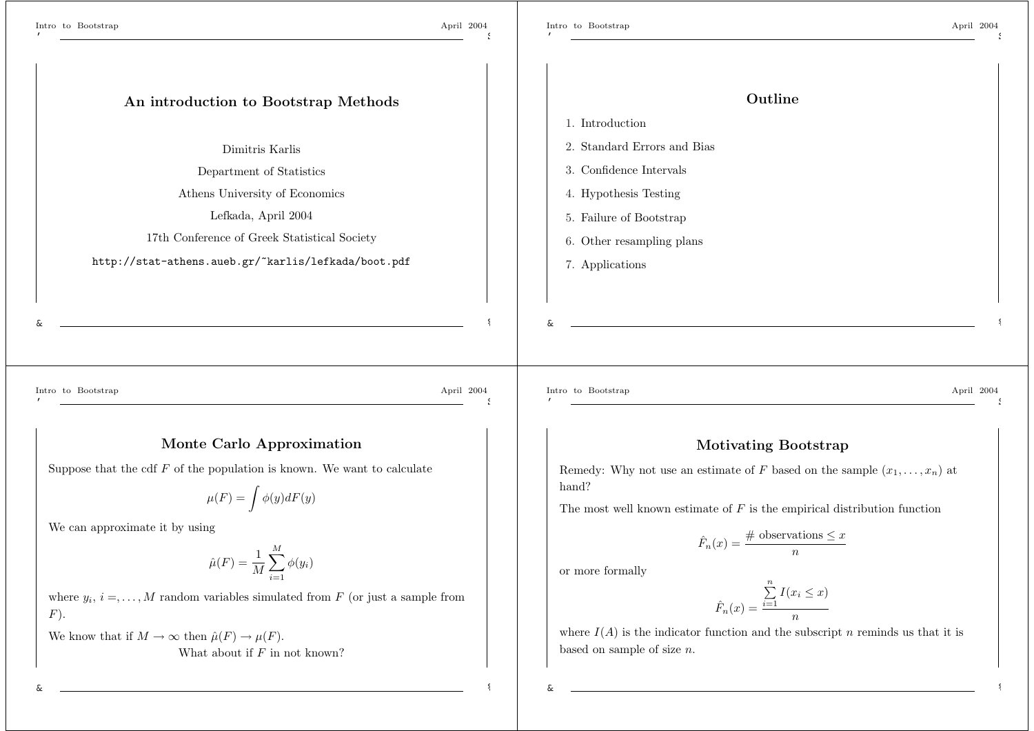# An introduction to Bootstrap Methods

Dimitris Karlis

Department of Statistics

Athens University of Economics

Lefkada, April 2004

17th Conference of Greek Statistical Society

http://stat-athens.aueb.gr/~karlis/lefkada/boot.pdf

## Outline

1. Introduction
2. Standard Errors and Bias
3. Confidence Intervals
4. Hypothesis Testing
5. Failure of Bootstrap
6. Other resampling plans
7. Applications

## Monte Carlo Approximation

Suppose that the cdf $F$ of the population is known. We want to calculate

$$\mu(F) = \int \phi(y) dF(y)$$

We can approximate it by using

$$\hat{\mu}(F) = \frac{1}{M} \sum_{i=1}^{M} \phi(y_i)$$

where $y_i$, $i =, \ldots, M$ random variables simulated from $F$ (or just a sample from $F$).

We know that if $M \to \infty$ then $\hat{\mu}(F) \to \mu(F)$.

What about if $F$ in not known?

## Motivating Bootstrap

Remedy: Why not use an estimate of $F$ based on the sample $(x_1, \ldots, x_n)$ at hand?

The most well known estimate of $F$ is the empirical distribution function

$$\hat{F}_n(x) = \frac{\# \text{ observations} \leq x}{n}$$

or more formally

$$\hat{F}_n(x) = \frac{\sum_{i=1}^{n} I(x_i \leq x)}{n}$$

where $I(A)$ is the indicator function and the subscript $n$ reminds us that it is based on sample of size $n$.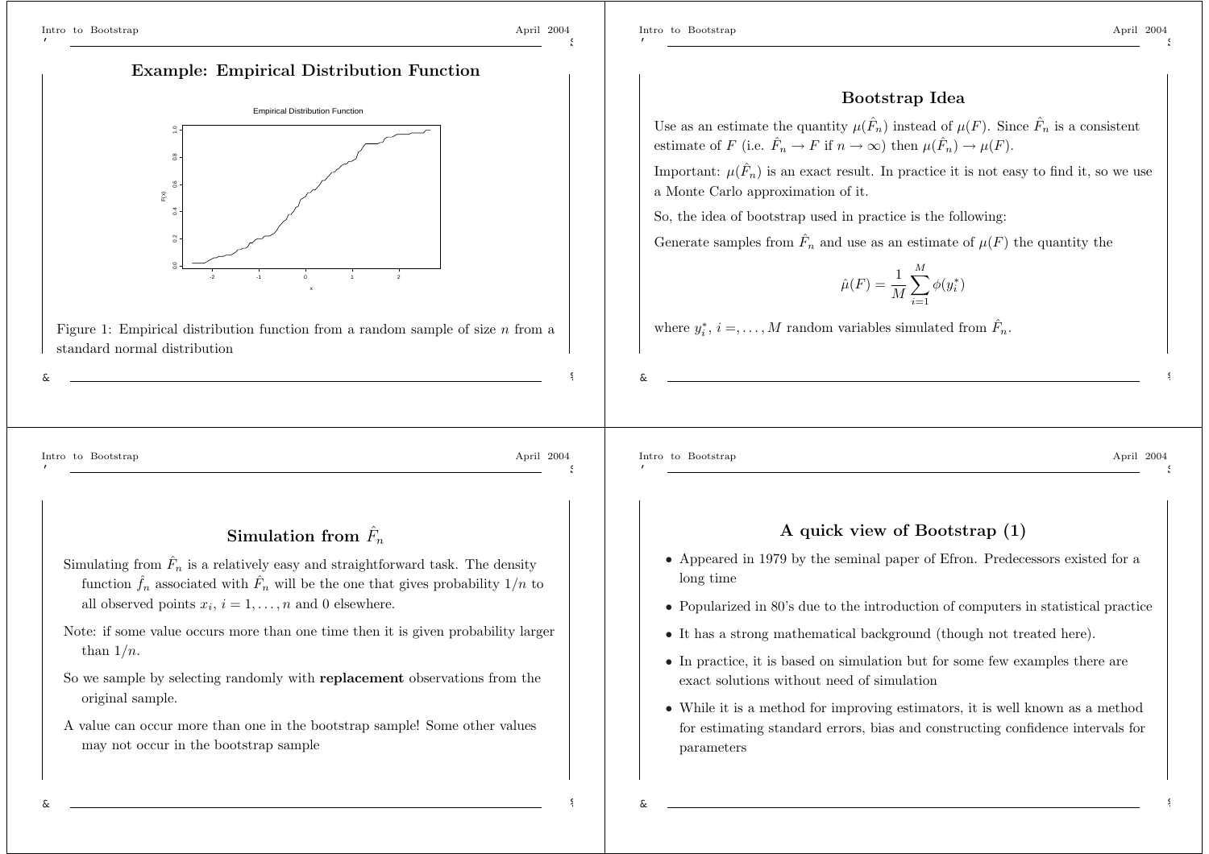## Example: Empirical Distribution Function

Figure 1: Empirical distribution function from a random sample of size $n$ from a standard normal distribution

## Bootstrap Idea

Use as an estimate the quantity $\mu(\hat{F}_n)$ instead of $\mu(F)$. Since $\hat{F}_n$ is a consistent estimate of $F$ (i.e. $\hat{F}_n \rightarrow F$ if $n \rightarrow \infty$) then $\mu(\hat{F}_n) \rightarrow \mu(F)$.

Important: $\mu(\hat{F}_n)$ is an exact result. In practice it is not easy to find it, so we use a Monte Carlo approximation of it.

So, the idea of bootstrap used in practice is the following:

Generate samples from $\hat{F}_n$ and use as an estimate of $\mu(F)$ the quantity the

$$\hat{\mu}(F) = \frac{1}{M}\sum_{i=1}^{M}\phi(y_i^*)$$

where $y_i^*$, $i =, \ldots, M$ random variables simulated from $\hat{F}_n$.

## Simulation from $\hat{F}_n$

Simulating from $\hat{F}_n$ is a relatively easy and straightforward task. The density function $\hat{f}_n$ associated with $\hat{F}_n$ will be the one that gives probability $1/n$ to all observed points $x_i$, $i = 1, \ldots, n$ and 0 elsewhere.

Note: if some value occurs more than one time then it is given probability larger than $1/n$.

So we sample by selecting randomly with **replacement** observations from the original sample.

A value can occur more than one in the bootstrap sample! Some other values may not occur in the bootstrap sample

## A quick view of Bootstrap (1)

- Appeared in 1979 by the seminal paper of Efron. Predecessors existed for a long time
- Popularized in 80's due to the introduction of computers in statistical practice
- It has a strong mathematical background (though not treated here).
- In practice, it is based on simulation but for some few examples there are exact solutions without need of simulation
- While it is a method for improving estimators, it is well known as a method for estimating standard errors, bias and constructing confidence intervals for parameters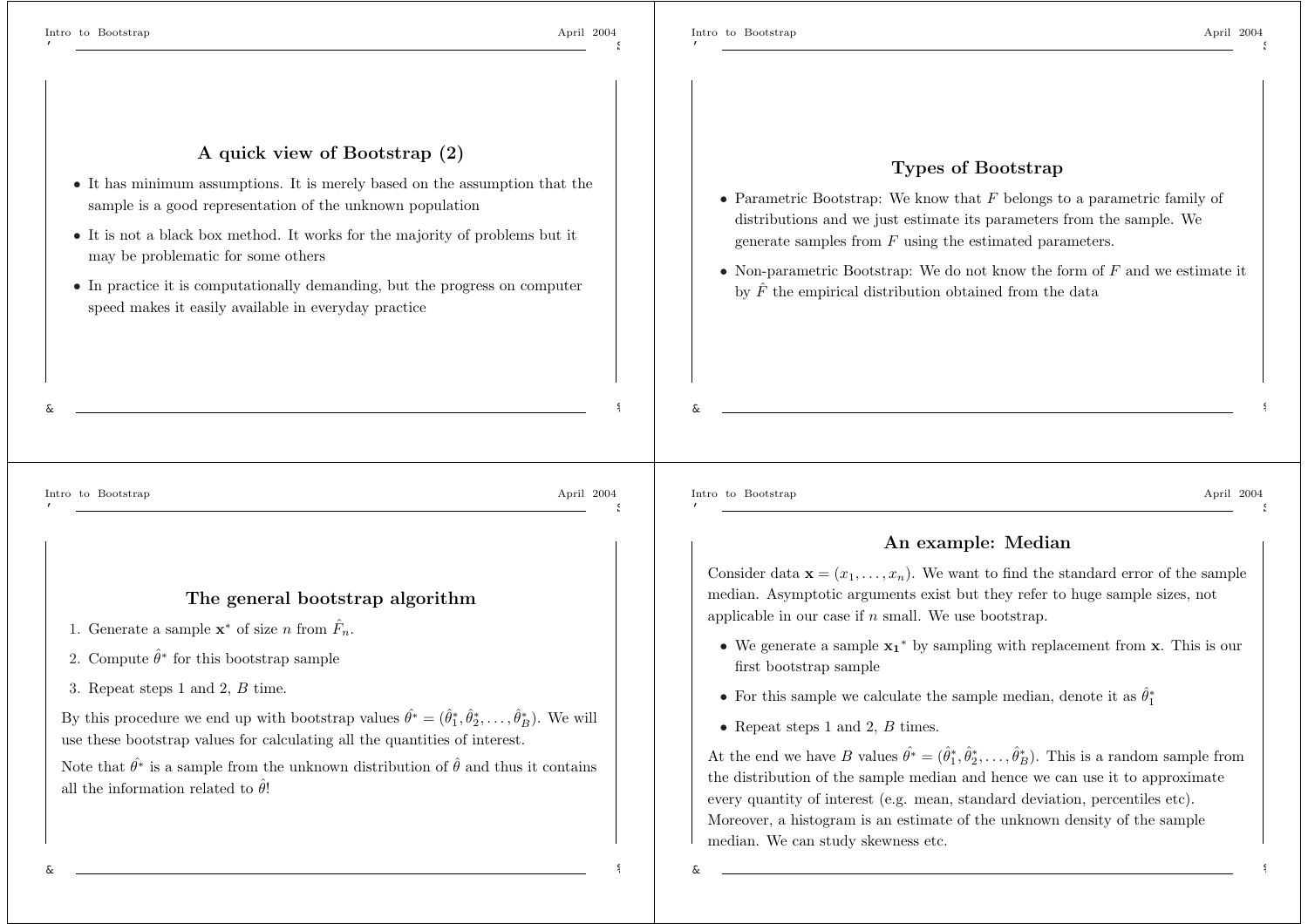## A quick view of Bootstrap (2)

- It has minimum assumptions. It is merely based on the assumption that the sample is a good representation of the unknown population
- It is not a black box method. It works for the majority of problems but it may be problematic for some others
- In practice it is computationally demanding, but the progress on computer speed makes it easily available in everyday practice

## Types of Bootstrap

- Parametric Bootstrap: We know that $F$ belongs to a parametric family of distributions and we just estimate its parameters from the sample. We generate samples from $F$ using the estimated parameters.
- Non-parametric Bootstrap: We do not know the form of $F$ and we estimate it by $\hat{F}$ the empirical distribution obtained from the data

## The general bootstrap algorithm

1. Generate a sample $\mathbf{x}^*$ of size $n$ from $\hat{F}_n$.
2. Compute $\hat{\theta}^*$ for this bootstrap sample
3. Repeat steps 1 and 2, $B$ time.

By this procedure we end up with bootstrap values $\hat{\theta}^* = (\hat{\theta}_1^*, \hat{\theta}_2^*, \ldots, \hat{\theta}_B^*)$. We will use these bootstrap values for calculating all the quantities of interest.

Note that $\hat{\theta}^*$ is a sample from the unknown distribution of $\hat{\theta}$ and thus it contains all the information related to $\hat{\theta}$!

## An example: Median

Consider data $\mathbf{x} = (x_1, \ldots, x_n)$. We want to find the standard error of the sample median. Asymptotic arguments exist but they refer to huge sample sizes, not applicable in our case if $n$ small. We use bootstrap.

- We generate a sample $\mathbf{x_1}^*$ by sampling with replacement from $\mathbf{x}$. This is our first bootstrap sample
- For this sample we calculate the sample median, denote it as $\hat{\theta}_1^*$
- Repeat steps 1 and 2, $B$ times.

At the end we have $B$ values $\hat{\theta}^* = (\hat{\theta}_1^*, \hat{\theta}_2^*, \ldots, \hat{\theta}_B^*)$. This is a random sample from the distribution of the sample median and hence we can use it to approximate every quantity of interest (e.g. mean, standard deviation, percentiles etc). Moreover, a histogram is an estimate of the unknown density of the sample median. We can study skewness etc.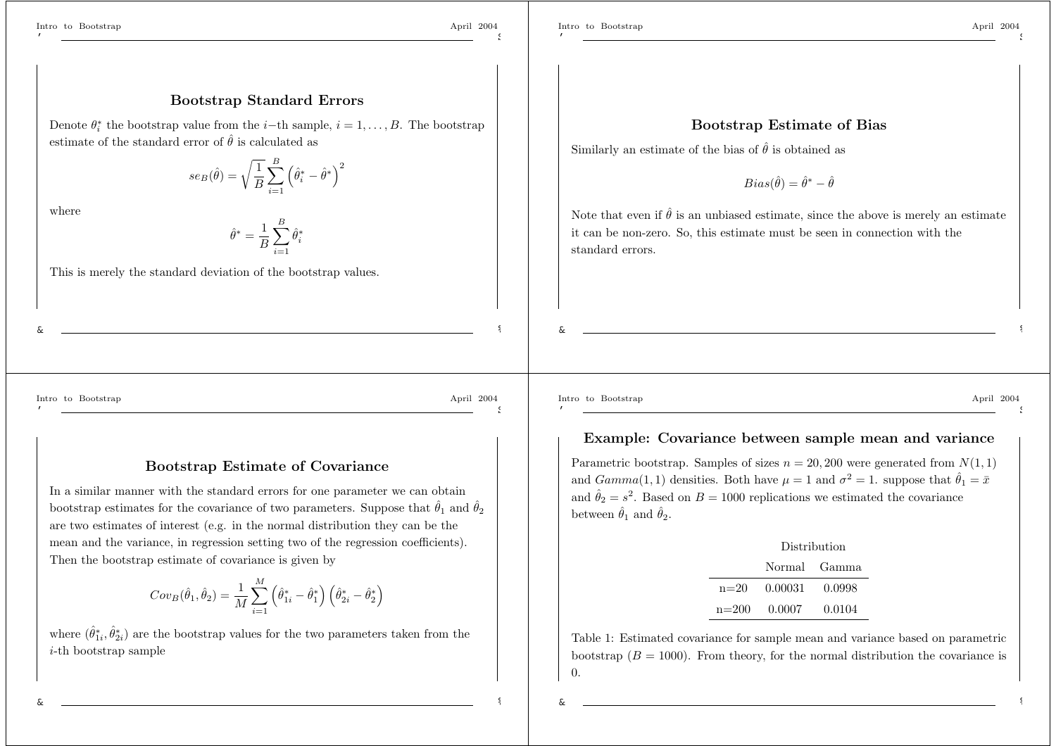## Bootstrap Standard Errors

Denote $\theta_i^*$ the bootstrap value from the $i$−th sample, $i = 1, \ldots, B$. The bootstrap estimate of the standard error of $\hat{\theta}$ is calculated as

$$se_B(\hat{\theta}) = \sqrt{\frac{1}{B} \sum_{i=1}^{B} \left( \hat{\theta}_i^* - \hat{\theta}^* \right)^2}$$

where

$$\hat{\theta}^* = \frac{1}{B} \sum_{i=1}^{B} \hat{\theta}_i^*$$

This is merely the standard deviation of the bootstrap values.

## Bootstrap Estimate of Bias

Similarly an estimate of the bias of $\hat{\theta}$ is obtained as

$$Bias(\hat{\theta}) = \hat{\theta}^* - \hat{\theta}$$

Note that even if $\hat{\theta}$ is an unbiased estimate, since the above is merely an estimate it can be non-zero. So, this estimate must be seen in connection with the standard errors.

## Bootstrap Estimate of Covariance

In a similar manner with the standard errors for one parameter we can obtain bootstrap estimates for the covariance of two parameters. Suppose that $\hat{\theta}_1$ and $\hat{\theta}_2$ are two estimates of interest (e.g. in the normal distribution they can be the mean and the variance, in regression setting two of the regression coefficients). Then the bootstrap estimate of covariance is given by

$$Cov_B(\hat{\theta}_1, \hat{\theta}_2) = \frac{1}{M} \sum_{i=1}^{M} \left( \hat{\theta}_{1i}^* - \hat{\theta}_1^* \right) \left( \hat{\theta}_{2i}^* - \hat{\theta}_2^* \right)$$

where $(\hat{\theta}_{1i}^*, \hat{\theta}_{2i}^*)$ are the bootstrap values for the two parameters taken from the $i$-th bootstrap sample

## Example: Covariance between sample mean and variance

Parametric bootstrap. Samples of sizes $n = 20, 200$ were generated from $N(1, 1)$ and $Gamma(1, 1)$ densities. Both have $\mu = 1$ and $\sigma^2 = 1$. suppose that $\hat{\theta}_1 = \bar{x}$ and $\hat{\theta}_2 = s^2$. Based on $B = 1000$ replications we estimated the covariance between $\hat{\theta}_1$ and $\hat{\theta}_2$.

| | Distribution | |
|---|---|---|
| | Normal | Gamma |
| n=20 | 0.00031 | 0.0998 |
| n=200 | 0.0007 | 0.0104 |

Table 1: Estimated covariance for sample mean and variance based on parametric bootstrap ($B = 1000$). From theory, for the normal distribution the covariance is 0.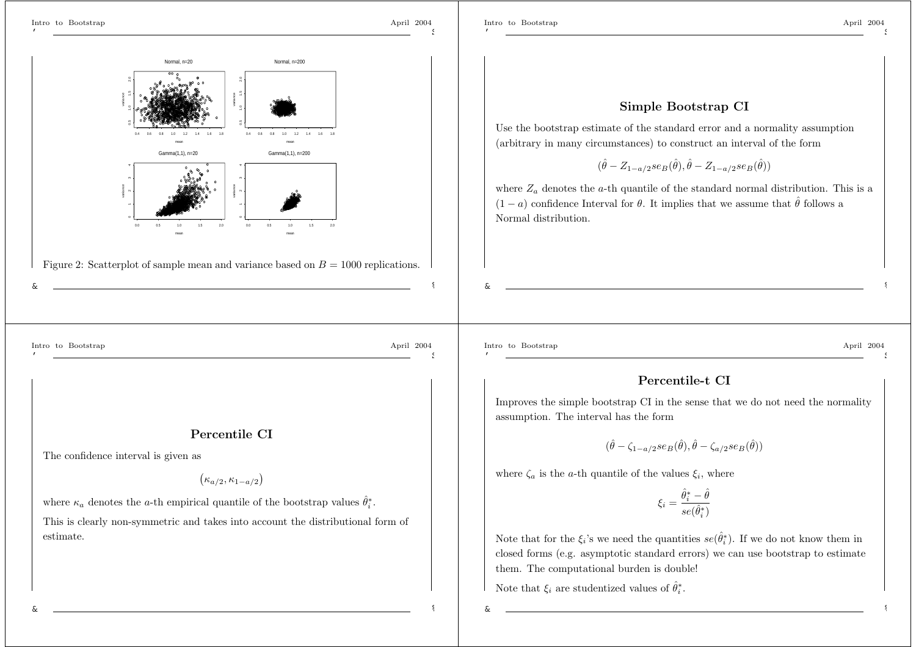Figure 2: Scatterplot of sample mean and variance based on $B = 1000$ replications.

## Simple Bootstrap CI

Use the bootstrap estimate of the standard error and a normality assumption (arbitrary in many circumstances) to construct an interval of the form

$$(\hat{\theta} - Z_{1-a/2} se_B(\hat{\theta}), \hat{\theta} - Z_{1-a/2} se_B(\hat{\theta}))$$

where $Z_a$ denotes the $a$-th quantile of the standard normal distribution. This is a $(1 - a)$ confidence Interval for $\theta$. It implies that we assume that $\hat{\theta}$ follows a Normal distribution.

## Percentile CI

The confidence interval is given as

$$\left(\kappa_{a/2}, \kappa_{1-a/2}\right)$$

where $\kappa_a$ denotes the $a$-th empirical quantile of the bootstrap values $\hat{\theta}_i^*$.

This is clearly non-symmetric and takes into account the distributional form of estimate.

## Percentile-t CI

Improves the simple bootstrap CI in the sense that we do not need the normality assumption. The interval has the form

$$(\hat{\theta} - \zeta_{1-a/2} se_B(\hat{\theta}), \hat{\theta} - \zeta_{a/2} se_B(\hat{\theta}))$$

where $\zeta_a$ is the $a$-th quantile of the values $\xi_i$, where

$$\xi_i = \frac{\hat{\theta}_i^* - \hat{\theta}}{se(\hat{\theta}_i^*)}$$

Note that for the $\xi_i$'s we need the quantities $se(\hat{\theta}_i^*)$. If we do not know them in closed forms (e.g. asymptotic standard errors) we can use bootstrap to estimate them. The computational burden is double!

Note that $\xi_i$ are studentized values of $\hat{\theta}_i^*$.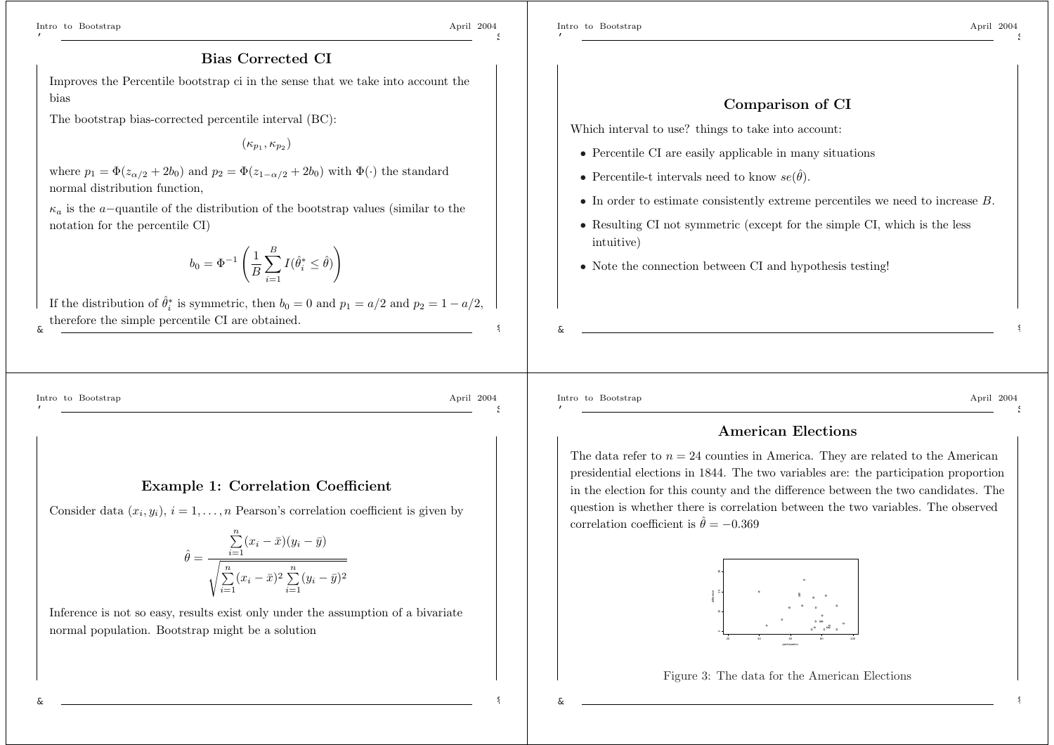## Bias Corrected CI

Improves the Percentile bootstrap ci in the sense that we take into account the bias

The bootstrap bias-corrected percentile interval (BC):

$$(\kappa_{p_1}, \kappa_{p_2})$$

where $p_1 = \Phi(z_{\alpha/2} + 2b_0)$ and $p_2 = \Phi(z_{1-\alpha/2} + 2b_0)$ with $\Phi(\cdot)$ the standard normal distribution function,

$\kappa_a$ is the $a-$quantile of the distribution of the bootstrap values (similar to the notation for the percentile CI)

$$b_0 = \Phi^{-1}\left(\frac{1}{B}\sum_{i=1}^{B} I(\hat{\theta}_i^* \leq \hat{\theta})\right)$$

If the distribution of $\hat{\theta}_i^*$ is symmetric, then $b_0 = 0$ and $p_1 = a/2$ and $p_2 = 1 - a/2$, therefore the simple percentile CI are obtained.

## Comparison of CI

Which interval to use? things to take into account:

- Percentile CI are easily applicable in many situations
- Percentile-t intervals need to know $se(\hat{\theta})$.
- In order to estimate consistently extreme percentiles we need to increase $B$.
- Resulting CI not symmetric (except for the simple CI, which is the less intuitive)
- Note the connection between CI and hypothesis testing!

## Example 1: Correlation Coefficient

Consider data $(x_i, y_i)$, $i = 1, \ldots, n$ Pearson's correlation coefficient is given by

$$\hat{\theta} = \frac{\sum_{i=1}^{n}(x_i - \bar{x})(y_i - \bar{y})}{\sqrt{\sum_{i=1}^{n}(x_i - \bar{x})^2 \sum_{i=1}^{n}(y_i - \bar{y})^2}}$$

Inference is not so easy, results exist only under the assumption of a bivariate normal population. Bootstrap might be a solution

## American Elections

The data refer to $n = 24$ counties in America. They are related to the American presidential elections in 1844. The two variables are: the participation proportion in the election for this county and the difference between the two candidates. The question is whether there is correlation between the two variables. The observed correlation coefficient is $\hat{\theta} = -0.369$

Figure 3: The data for the American Elections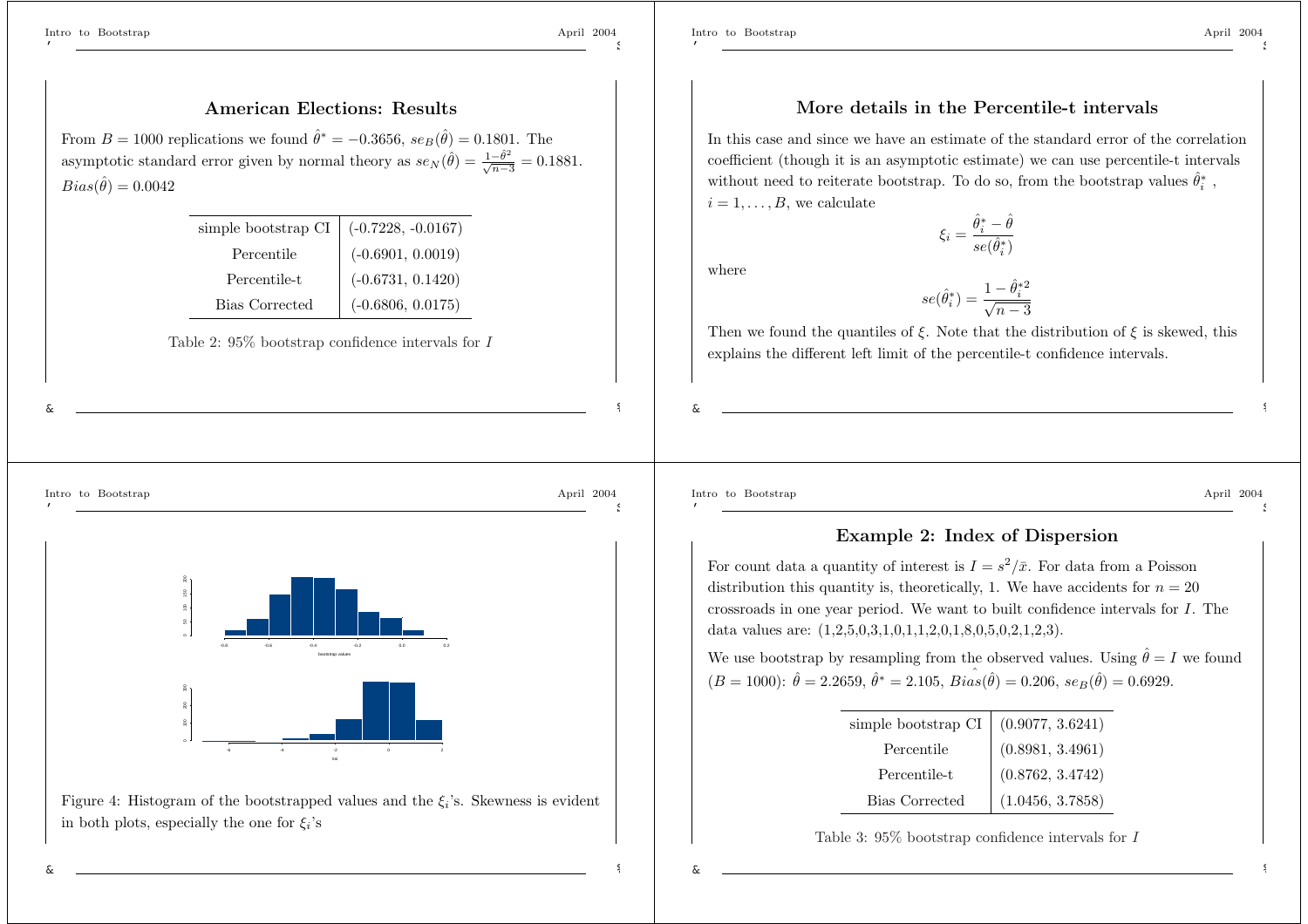## American Elections: Results

From $B = 1000$ replications we found $\hat{\theta}^* = -0.3656$, $se_B(\hat{\theta}) = 0.1801$. The asymptotic standard error given by normal theory as $se_N(\hat{\theta}) = \frac{1-\hat{\theta}^2}{\sqrt{n-3}} = 0.1881$. $Bias(\hat{\theta}) = 0.0042$

| | |
|---|---|
| simple bootstrap CI | (-0.7228, -0.0167) |
| Percentile | (-0.6901, 0.0019) |
| Percentile-t | (-0.6731, 0.1420) |
| Bias Corrected | (-0.6806, 0.0175) |

Table 2: 95% bootstrap confidence intervals for $I$

## More details in the Percentile-t intervals

In this case and since we have an estimate of the standard error of the correlation coefficient (though it is an asymptotic estimate) we can use percentile-t intervals without need to reiterate bootstrap. To do so, from the bootstrap values $\hat{\theta}_i^*$ , $i = 1, \ldots, B$, we calculate

$$\xi_i = \frac{\hat{\theta}_i^* - \hat{\theta}}{se(\hat{\theta}_i^*)}$$

where

$$se(\hat{\theta}_i^*) = \frac{1 - \hat{\theta}_i^{*2}}{\sqrt{n-3}}$$

Then we found the quantiles of $\xi$. Note that the distribution of $\xi$ is skewed, this explains the different left limit of the percentile-t confidence intervals.

Figure 4: Histogram of the bootstrapped values and the $\xi_i$'s. Skewness is evident in both plots, especially the one for $\xi_i$'s

## Example 2: Index of Dispersion

For count data a quantity of interest is $I = s^2/\bar{x}$. For data from a Poisson distribution this quantity is, theoretically, 1. We have accidents for $n = 20$ crossroads in one year period. We want to built confidence intervals for $I$. The data values are: (1,2,5,0,3,1,0,1,1,2,0,1,8,0,5,0,2,1,2,3).

We use bootstrap by resampling from the observed values. Using $\hat{\theta} = I$ we found ($B = 1000$): $\hat{\theta} = 2.2659$, $\hat{\theta}^* = 2.105$, $\hat{Bias}(\hat{\theta}) = 0.206$, $se_B(\hat{\theta}) = 0.6929$.

| | |
|---|---|
| simple bootstrap CI | (0.9077, 3.6241) |
| Percentile | (0.8981, 3.4961) |
| Percentile-t | (0.8762, 3.4742) |
| Bias Corrected | (1.0456, 3.7858) |

Table 3: 95% bootstrap confidence intervals for $I$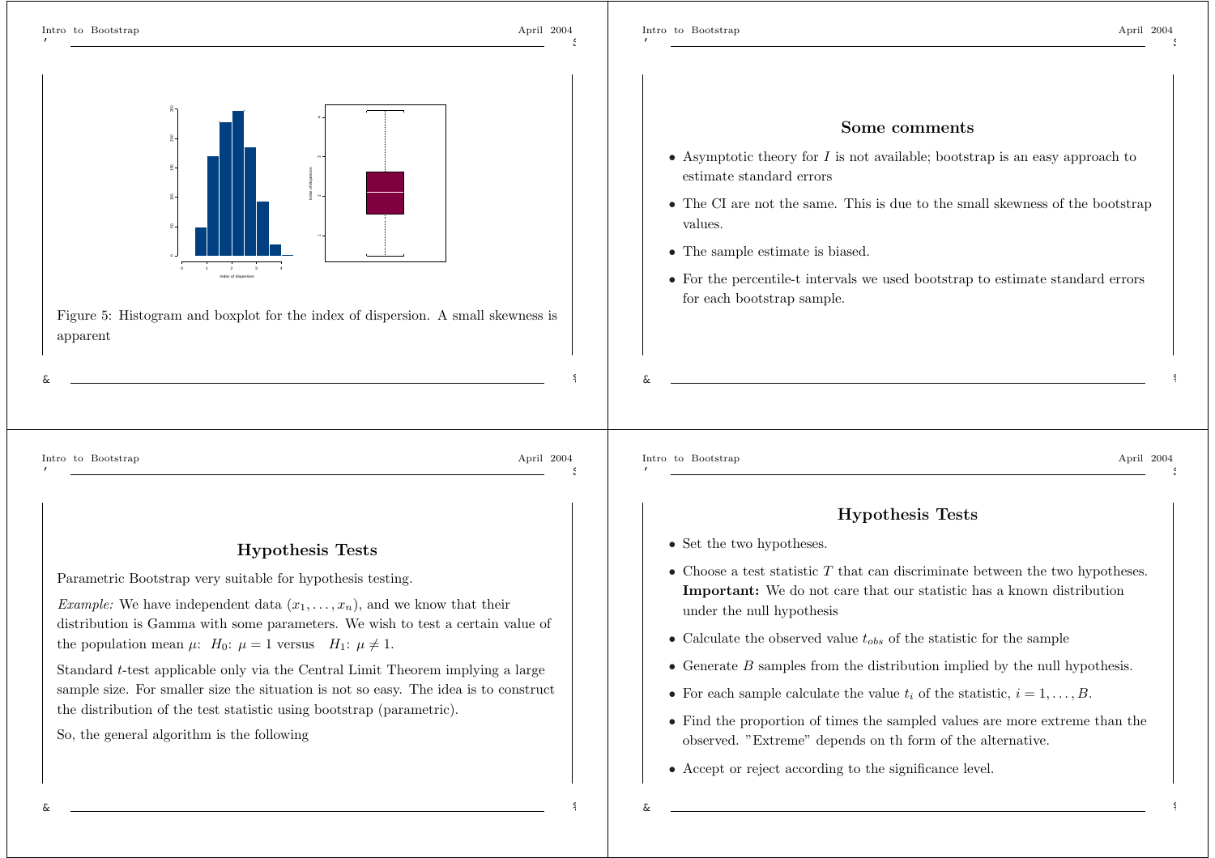Figure 5: Histogram and boxplot for the index of dispersion. A small skewness is apparent

## Some comments

- Asymptotic theory for $I$ is not available; bootstrap is an easy approach to estimate standard errors
- The CI are not the same. This is due to the small skewness of the bootstrap values.
- The sample estimate is biased.
- For the percentile-t intervals we used bootstrap to estimate standard errors for each bootstrap sample.

## Hypothesis Tests

Parametric Bootstrap very suitable for hypothesis testing.

*Example:* We have independent data $(x_1, \ldots, x_n)$, and we know that their distribution is Gamma with some parameters. We wish to test a certain value of the population mean $\mu$: $H_0$: $\mu = 1$ versus $H_1$: $\mu \neq 1$.

Standard $t$-test applicable only via the Central Limit Theorem implying a large sample size. For smaller size the situation is not so easy. The idea is to construct the distribution of the test statistic using bootstrap (parametric).

So, the general algorithm is the following

## Hypothesis Tests

- Set the two hypotheses.
- Choose a test statistic $T$ that can discriminate between the two hypotheses. **Important:** We do not care that our statistic has a known distribution under the null hypothesis
- Calculate the observed value $t_{obs}$ of the statistic for the sample
- Generate $B$ samples from the distribution implied by the null hypothesis.
- For each sample calculate the value $t_i$ of the statistic, $i = 1, \ldots, B$.
- Find the proportion of times the sampled values are more extreme than the observed. "Extreme" depends on th form of the alternative.
- Accept or reject according to the significance level.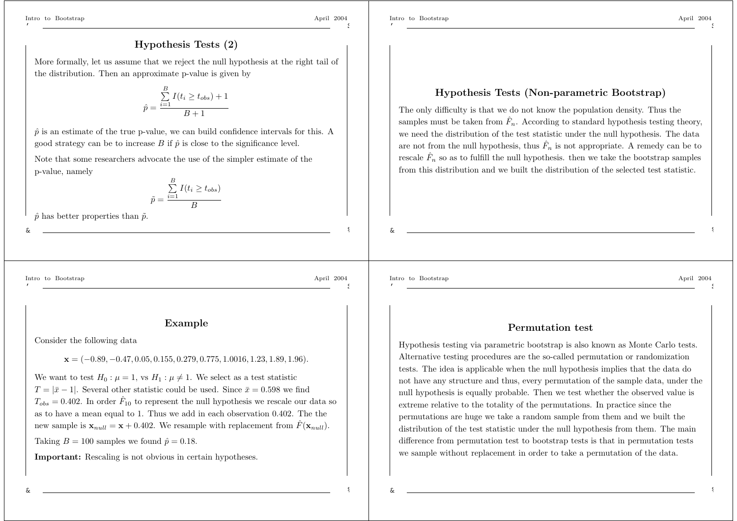## Hypothesis Tests (2)

More formally, let us assume that we reject the null hypothesis at the right tail of the distribution. Then an approximate p-value is given by

$$\hat{p} = \frac{\sum_{i=1}^{B} I(t_i \geq t_{obs}) + 1}{B+1}$$

$\hat{p}$ is an estimate of the true p-value, we can build confidence intervals for this. A good strategy can be to increase $B$ if $\hat{p}$ is close to the significance level.

Note that some researchers advocate the use of the simpler estimate of the p-value, namely

$$\tilde{p} = \frac{\sum_{i=1}^{B} I(t_i \geq t_{obs})}{B}$$

$\hat{p}$ has better properties than $\tilde{p}$.

## Hypothesis Tests (Non-parametric Bootstrap)

The only difficulty is that we do not know the population density. Thus the samples must be taken from $\hat{F}_n$. According to standard hypothesis testing theory, we need the distribution of the test statistic under the null hypothesis. The data are not from the null hypothesis, thus $\hat{F}_n$ is not appropriate. A remedy can be to rescale $\hat{F}_n$ so as to fulfill the null hypothesis. then we take the bootstrap samples from this distribution and we built the distribution of the selected test statistic.

## Example

Consider the following data

$$\mathbf{x} = (-0.89, -0.47, 0.05, 0.155, 0.279, 0.775, 1.0016, 1.23, 1.89, 1.96).$$

We want to test $H_0 : \mu = 1$, vs $H_1 : \mu \neq 1$. We select as a test statistic $T = |\bar{x} - 1|$. Several other statistic could be used. Since $\bar{x} = 0.598$ we find $T_{obs} = 0.402$. In order $\hat{F}_{10}$ to represent the null hypothesis we rescale our data so as to have a mean equal to 1. Thus we add in each observation 0.402. The the new sample is $\mathbf{x}_{null} = \mathbf{x} + 0.402$. We resample with replacement from $\hat{F}(\mathbf{x}_{null})$.

Taking $B = 100$ samples we found $\hat{p} = 0.18$.

**Important:** Rescaling is not obvious in certain hypotheses.

## Permutation test

Hypothesis testing via parametric bootstrap is also known as Monte Carlo tests. Alternative testing procedures are the so-called permutation or randomization tests. The idea is applicable when the null hypothesis implies that the data do not have any structure and thus, every permutation of the sample data, under the null hypothesis is equally probable. Then we test whether the observed value is extreme relative to the totality of the permutations. In practice since the permutations are huge we take a random sample from them and we built the distribution of the test statistic under the null hypothesis from them. The main difference from permutation test to bootstrap tests is that in permutation tests we sample without replacement in order to take a permutation of the data.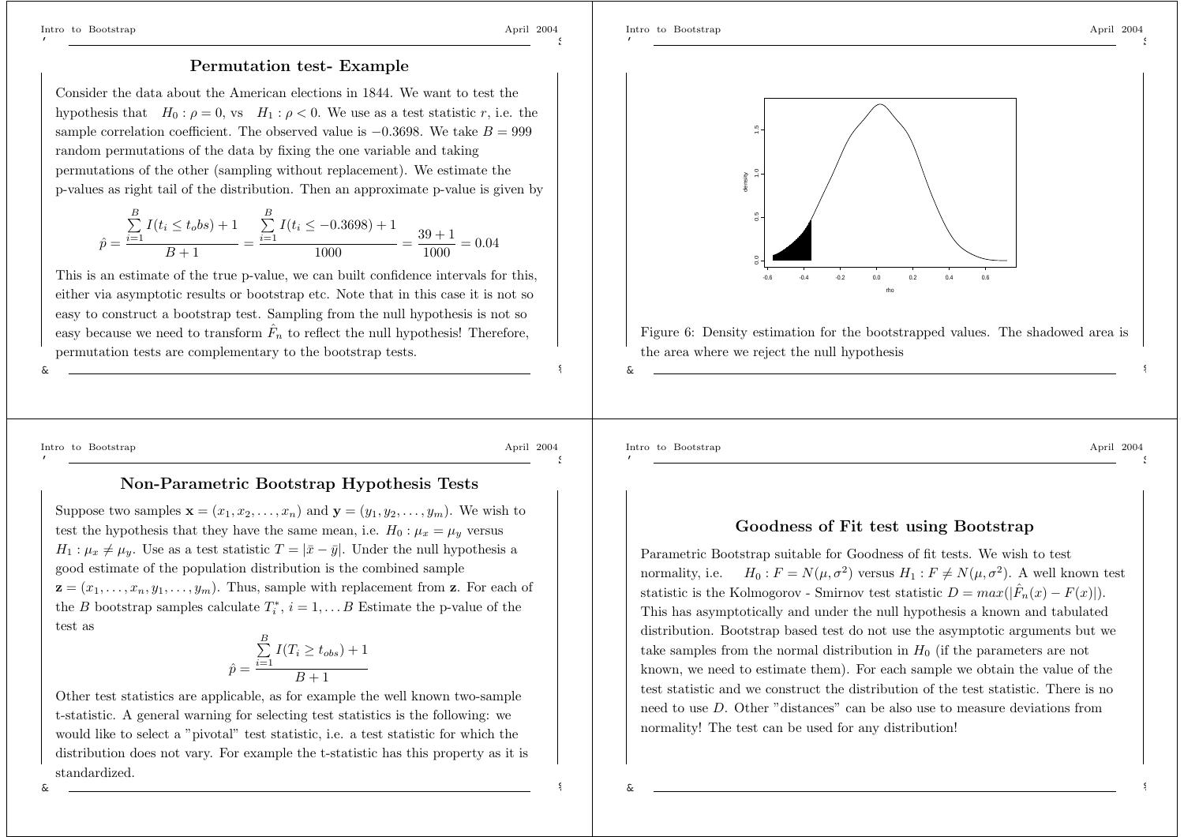## Permutation test- Example

Consider the data about the American elections in 1844. We want to test the hypothesis that $H_0 : \rho = 0$, vs $H_1 : \rho < 0$. We use as a test statistic $r$, i.e. the sample correlation coefficient. The observed value is $-0.3698$. We take $B = 999$ random permutations of the data by fixing the one variable and taking permutations of the other (sampling without replacement). We estimate the p-values as right tail of the distribution. Then an approximate p-value is given by

$$\hat{p} = \frac{\sum_{i=1}^{B} I(t_i \leq t_obs) + 1}{B+1} = \frac{\sum_{i=1}^{B} I(t_i \leq -0.3698) + 1}{1000} = \frac{39+1}{1000} = 0.04$$

This is an estimate of the true p-value, we can built confidence intervals for this, either via asymptotic results or bootstrap etc. Note that in this case it is not so easy to construct a bootstrap test. Sampling from the null hypothesis is not so easy because we need to transform $\hat{F}_n$ to reflect the null hypothesis! Therefore, permutation tests are complementary to the bootstrap tests.

Figure 6: Density estimation for the bootstrapped values. The shadowed area is the area where we reject the null hypothesis

## Non-Parametric Bootstrap Hypothesis Tests

Suppose two samples $\mathbf{x} = (x_1, x_2, \ldots, x_n)$ and $\mathbf{y} = (y_1, y_2, \ldots, y_m)$. We wish to test the hypothesis that they have the same mean, i.e. $H_0 : \mu_x = \mu_y$ versus $H_1 : \mu_x \neq \mu_y$. Use as a test statistic $T = |\bar{x} - \bar{y}|$. Under the null hypothesis a good estimate of the population distribution is the combined sample $\mathbf{z} = (x_1, \ldots, x_n, y_1, \ldots, y_m)$. Thus, sample with replacement from $\mathbf{z}$. For each of the $B$ bootstrap samples calculate $T_i^*$, $i = 1, \ldots B$ Estimate the p-value of the test as

$$\hat{p} = \frac{\sum_{i=1}^{B} I(T_i \geq t_{obs}) + 1}{B+1}$$

Other test statistics are applicable, as for example the well known two-sample t-statistic. A general warning for selecting test statistics is the following: we would like to select a "pivotal" test statistic, i.e. a test statistic for which the distribution does not vary. For example the t-statistic has this property as it is standardized.

## Goodness of Fit test using Bootstrap

Parametric Bootstrap suitable for Goodness of fit tests. We wish to test normality, i.e. $H_0 : F = N(\mu, \sigma^2)$ versus $H_1 : F \neq N(\mu, \sigma^2)$. A well known test statistic is the Kolmogorov - Smirnov test statistic $D = max(|\hat{F}_n(x) - F(x)|)$. This has asymptotically and under the null hypothesis a known and tabulated distribution. Bootstrap based test do not use the asymptotic arguments but we take samples from the normal distribution in $H_0$ (if the parameters are not known, we need to estimate them). For each sample we obtain the value of the test statistic and we construct the distribution of the test statistic. There is no need to use $D$. Other "distances" can be also use to measure deviations from normality! The test can be used for any distribution!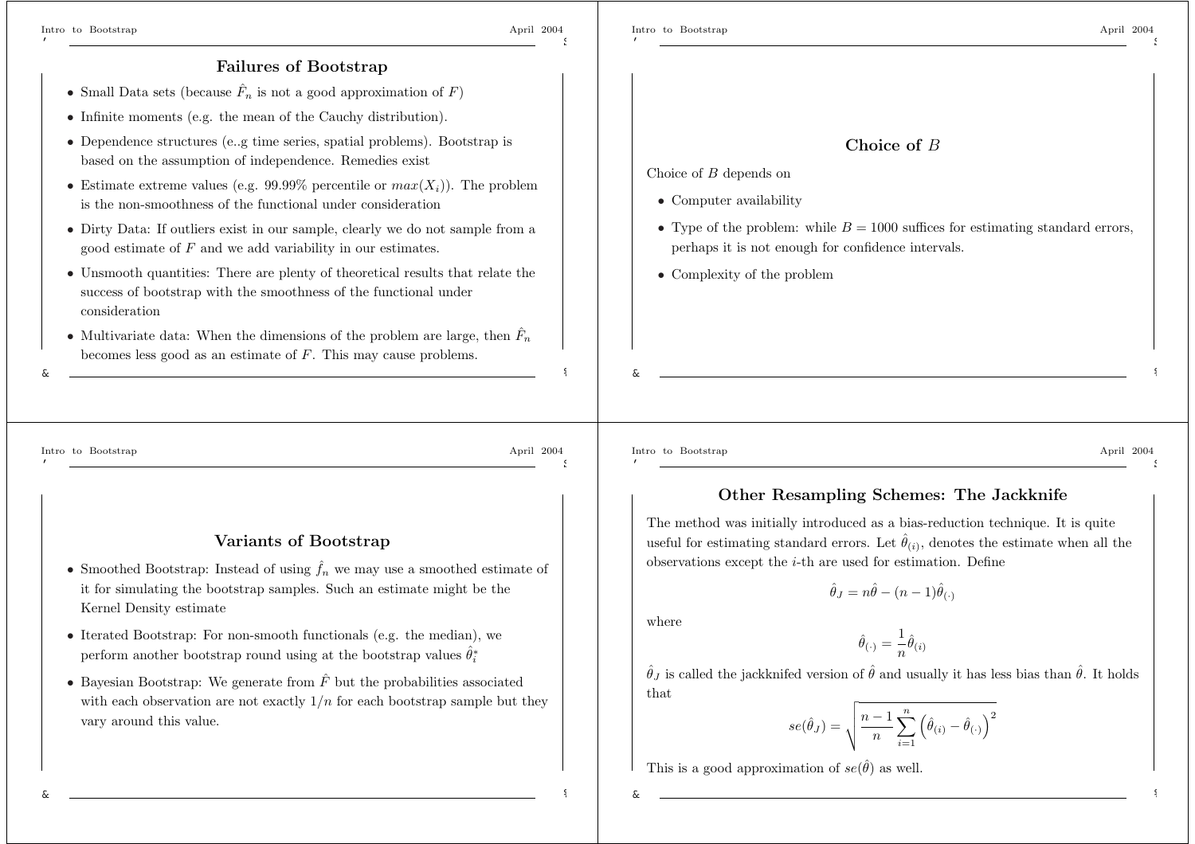## Failures of Bootstrap

- Small Data sets (because $\hat{F}_n$ is not a good approximation of $F$)
- Infinite moments (e.g. the mean of the Cauchy distribution).
- Dependence structures (e..g time series, spatial problems). Bootstrap is based on the assumption of independence. Remedies exist
- Estimate extreme values (e.g. 99.99% percentile or $max(X_i)$). The problem is the non-smoothness of the functional under consideration
- Dirty Data: If outliers exist in our sample, clearly we do not sample from a good estimate of $F$ and we add variability in our estimates.
- Unsmooth quantities: There are plenty of theoretical results that relate the success of bootstrap with the smoothness of the functional under consideration
- Multivariate data: When the dimensions of the problem are large, then $\hat{F}_n$ becomes less good as an estimate of $F$. This may cause problems.

## Choice of $B$

Choice of $B$ depends on

- Computer availability
- Type of the problem: while $B = 1000$ suffices for estimating standard errors, perhaps it is not enough for confidence intervals.
- Complexity of the problem

## Variants of Bootstrap

- Smoothed Bootstrap: Instead of using $\hat{f}_n$ we may use a smoothed estimate of it for simulating the bootstrap samples. Such an estimate might be the Kernel Density estimate
- Iterated Bootstrap: For non-smooth functionals (e.g. the median), we perform another bootstrap round using at the bootstrap values $\hat{\theta}_i^*$
- Bayesian Bootstrap: We generate from $\hat{F}$ but the probabilities associated with each observation are not exactly $1/n$ for each bootstrap sample but they vary around this value.

## Other Resampling Schemes: The Jackknife

The method was initially introduced as a bias-reduction technique. It is quite useful for estimating standard errors. Let $\hat{\theta}_{(i)}$, denotes the estimate when all the observations except the $i$-th are used for estimation. Define

$$\hat{\theta}_J = n\hat{\theta} - (n-1)\hat{\theta}_{(\cdot)}$$

where

$$\hat{\theta}_{(\cdot)} = \frac{1}{n}\hat{\theta}_{(i)}$$

$\hat{\theta}_J$ is called the jackknifed version of $\hat{\theta}$ and usually it has less bias than $\hat{\theta}$. It holds that

$$se(\hat{\theta}_J) = \sqrt{\frac{n-1}{n}\sum_{i=1}^{n}\left(\hat{\theta}_{(i)} - \hat{\theta}_{(\cdot)}\right)^2}$$

This is a good approximation of $se(\hat{\theta})$ as well.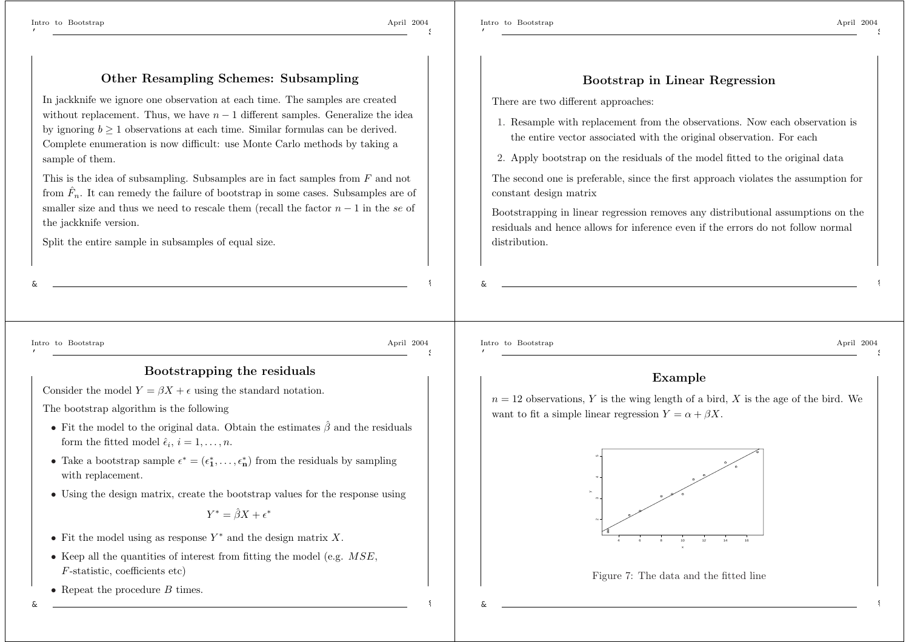## Other Resampling Schemes: Subsampling

In jackknife we ignore one observation at each time. The samples are created without replacement. Thus, we have $n-1$ different samples. Generalize the idea by ignoring $b \geq 1$ observations at each time. Similar formulas can be derived. Complete enumeration is now difficult: use Monte Carlo methods by taking a sample of them.

This is the idea of subsampling. Subsamples are in fact samples from $F$ and not from $\hat{F}_n$. It can remedy the failure of bootstrap in some cases. Subsamples are of smaller size and thus we need to rescale them (recall the factor $n-1$ in the *se* of the jackknife version.

Split the entire sample in subsamples of equal size.

## Bootstrap in Linear Regression

There are two different approaches:

1. Resample with replacement from the observations. Now each observation is the entire vector associated with the original observation. For each
2. Apply bootstrap on the residuals of the model fitted to the original data

The second one is preferable, since the first approach violates the assumption for constant design matrix

Bootstrapping in linear regression removes any distributional assumptions on the residuals and hence allows for inference even if the errors do not follow normal distribution.

## Bootstrapping the residuals

Consider the model $Y = \beta X + \epsilon$ using the standard notation.

The bootstrap algorithm is the following

- Fit the model to the original data. Obtain the estimates $\hat{\beta}$ and the residuals form the fitted model $\hat{\epsilon}_i$, $i = 1, \ldots, n$.
- Take a bootstrap sample $\epsilon^* = (\epsilon^*_{\mathbf{1}}, \ldots, \epsilon^*_{\mathbf{n}})$ from the residuals by sampling with replacement.
- Using the design matrix, create the bootstrap values for the response using

$$Y^* = \hat{\beta}X + \epsilon^*$$

- Fit the model using as response $Y^*$ and the design matrix $X$.
- Keep all the quantities of interest from fitting the model (e.g. $MSE$, $F$-statistic, coefficients etc)
- Repeat the procedure $B$ times.

## Example

$n = 12$ observations, $Y$ is the wing length of a bird, $X$ is the age of the bird. We want to fit a simple linear regression $Y = \alpha + \beta X$.

Figure 7: The data and the fitted line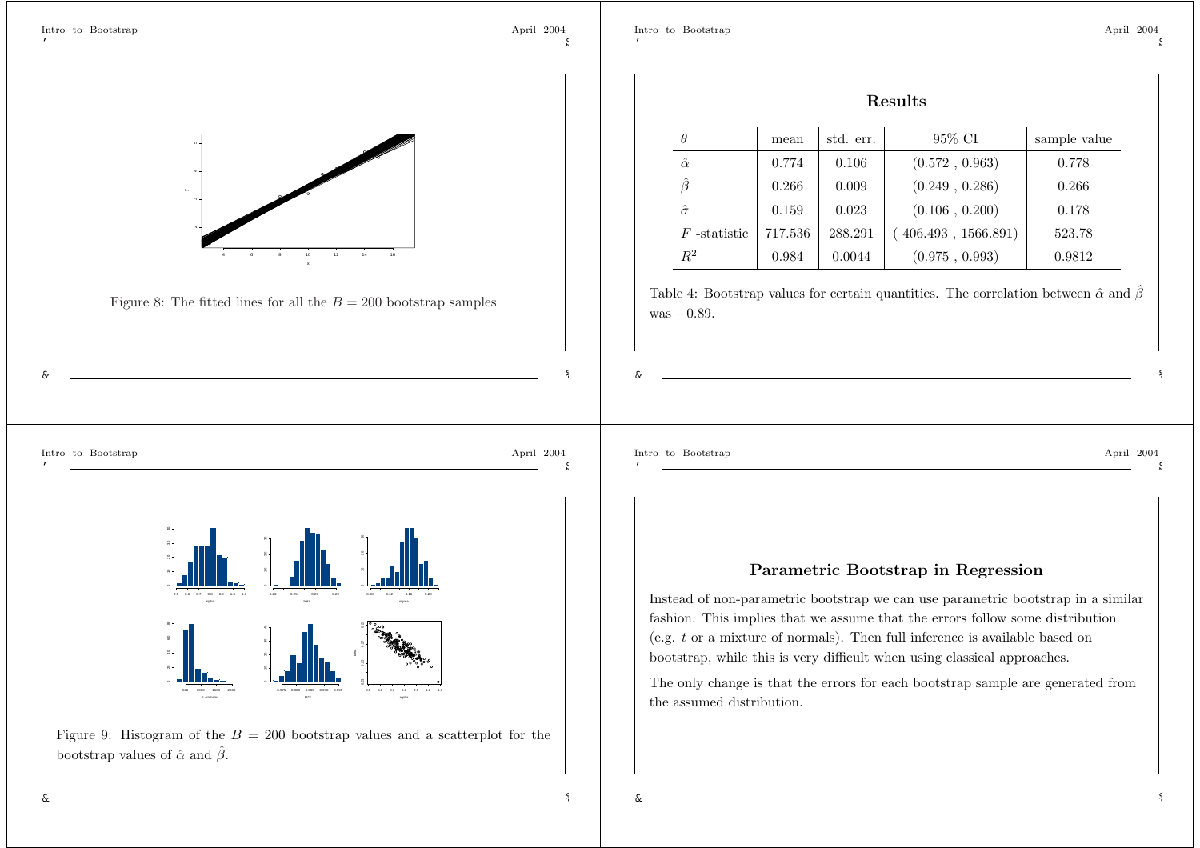Figure 8: The fitted lines for all the $B = 200$ bootstrap samples

## Results

| $\theta$ | mean | std. err. | 95% CI | sample value |
|---|---|---|---|---|
| $\hat{\alpha}$ | 0.774 | 0.106 | (0.572 , 0.963) | 0.778 |
| $\hat{\beta}$ | 0.266 | 0.009 | (0.249 , 0.286) | 0.266 |
| $\hat{\sigma}$ | 0.159 | 0.023 | (0.106 , 0.200) | 0.178 |
| $F$ -statistic | 717.536 | 288.291 | ( 406.493 , 1566.891) | 523.78 |
| $R^2$ | 0.984 | 0.0044 | (0.975 , 0.993) | 0.9812 |

Table 4: Bootstrap values for certain quantities. The correlation between $\hat{\alpha}$ and $\hat{\beta}$ was $-0.89$.

Figure 9: Histogram of the $B = 200$ bootstrap values and a scatterplot for the bootstrap values of $\hat{\alpha}$ and $\hat{\beta}$.

## Parametric Bootstrap in Regression

Instead of non-parametric bootstrap we can use parametric bootstrap in a similar fashion. This implies that we assume that the errors follow some distribution (e.g. $t$ or a mixture of normals). Then full inference is available based on bootstrap, while this is very difficult when using classical approaches.

The only change is that the errors for each bootstrap sample are generated from the assumed distribution.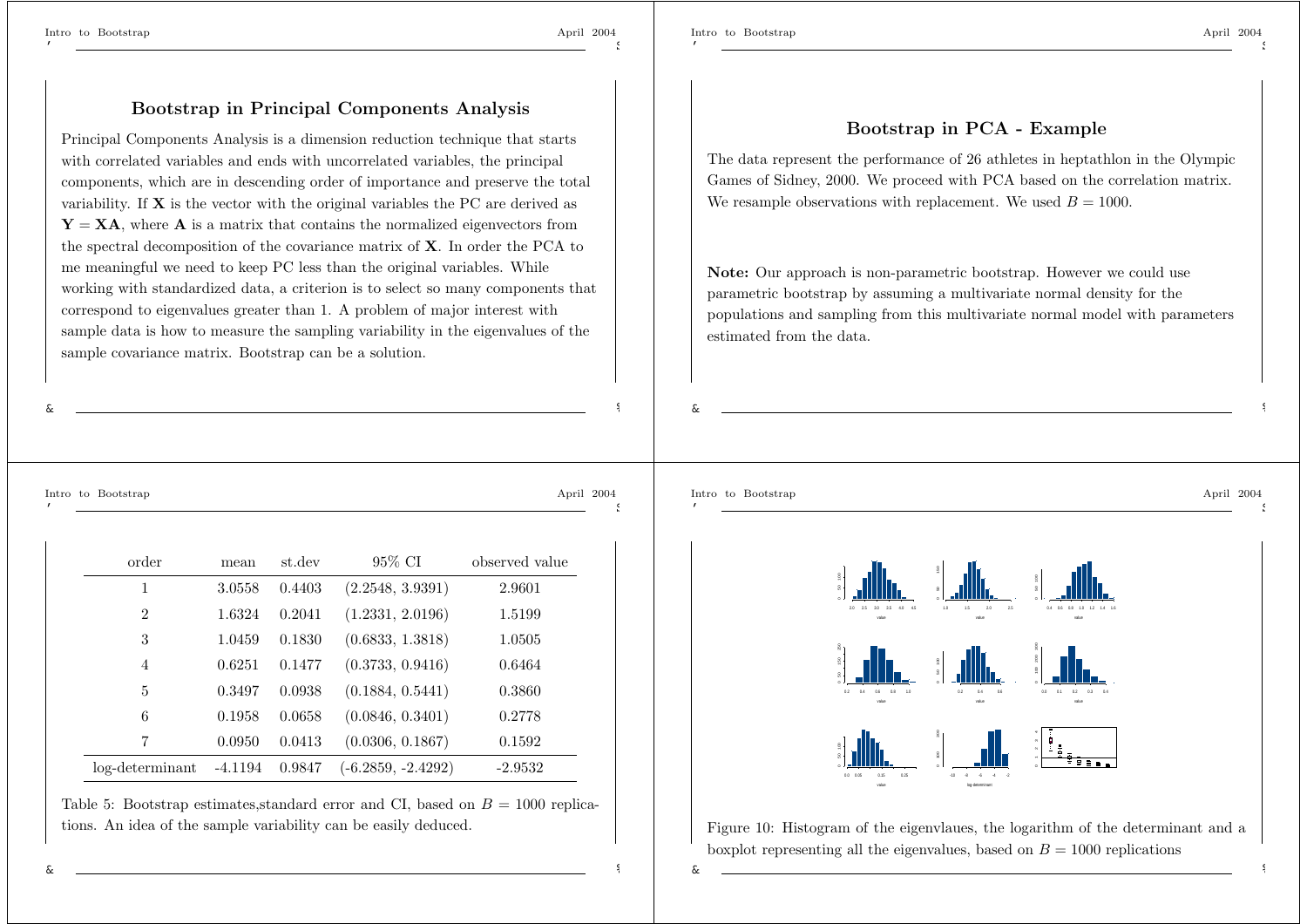## Bootstrap in Principal Components Analysis

Principal Components Analysis is a dimension reduction technique that starts with correlated variables and ends with uncorrelated variables, the principal components, which are in descending order of importance and preserve the total variability. If $\mathbf{X}$ is the vector with the original variables the PC are derived as $\mathbf{Y} = \mathbf{XA}$, where $\mathbf{A}$ is a matrix that contains the normalized eigenvectors from the spectral decomposition of the covariance matrix of $\mathbf{X}$. In order the PCA to me meaningful we need to keep PC less than the original variables. While working with standardized data, a criterion is to select so many components that correspond to eigenvalues greater than 1. A problem of major interest with sample data is how to measure the sampling variability in the eigenvalues of the sample covariance matrix. Bootstrap can be a solution.

## Bootstrap in PCA - Example

The data represent the performance of 26 athletes in heptathlon in the Olympic Games of Sidney, 2000. We proceed with PCA based on the correlation matrix. We resample observations with replacement. We used $B = 1000$.

**Note:** Our approach is non-parametric bootstrap. However we could use parametric bootstrap by assuming a multivariate normal density for the populations and sampling from this multivariate normal model with parameters estimated from the data.

| order | mean | st.dev | 95% CI | observed value |
|---|---|---|---|---|
| 1 | 3.0558 | 0.4403 | (2.2548, 3.9391) | 2.9601 |
| 2 | 1.6324 | 0.2041 | (1.2331, 2.0196) | 1.5199 |
| 3 | 1.0459 | 0.1830 | (0.6833, 1.3818) | 1.0505 |
| 4 | 0.6251 | 0.1477 | (0.3733, 0.9416) | 0.6464 |
| 5 | 0.3497 | 0.0938 | (0.1884, 0.5441) | 0.3860 |
| 6 | 0.1958 | 0.0658 | (0.0846, 0.3401) | 0.2778 |
| 7 | 0.0950 | 0.0413 | (0.0306, 0.1867) | 0.1592 |
| log-determinant | -4.1194 | 0.9847 | (-6.2859, -2.4292) | -2.9532 |

Table 5: Bootstrap estimates,standard error and CI, based on $B = 1000$ replications. An idea of the sample variability can be easily deduced.

Figure 10: Histogram of the eigenvlaues, the logarithm of the determinant and a boxplot representing all the eigenvalues, based on $B = 1000$ replications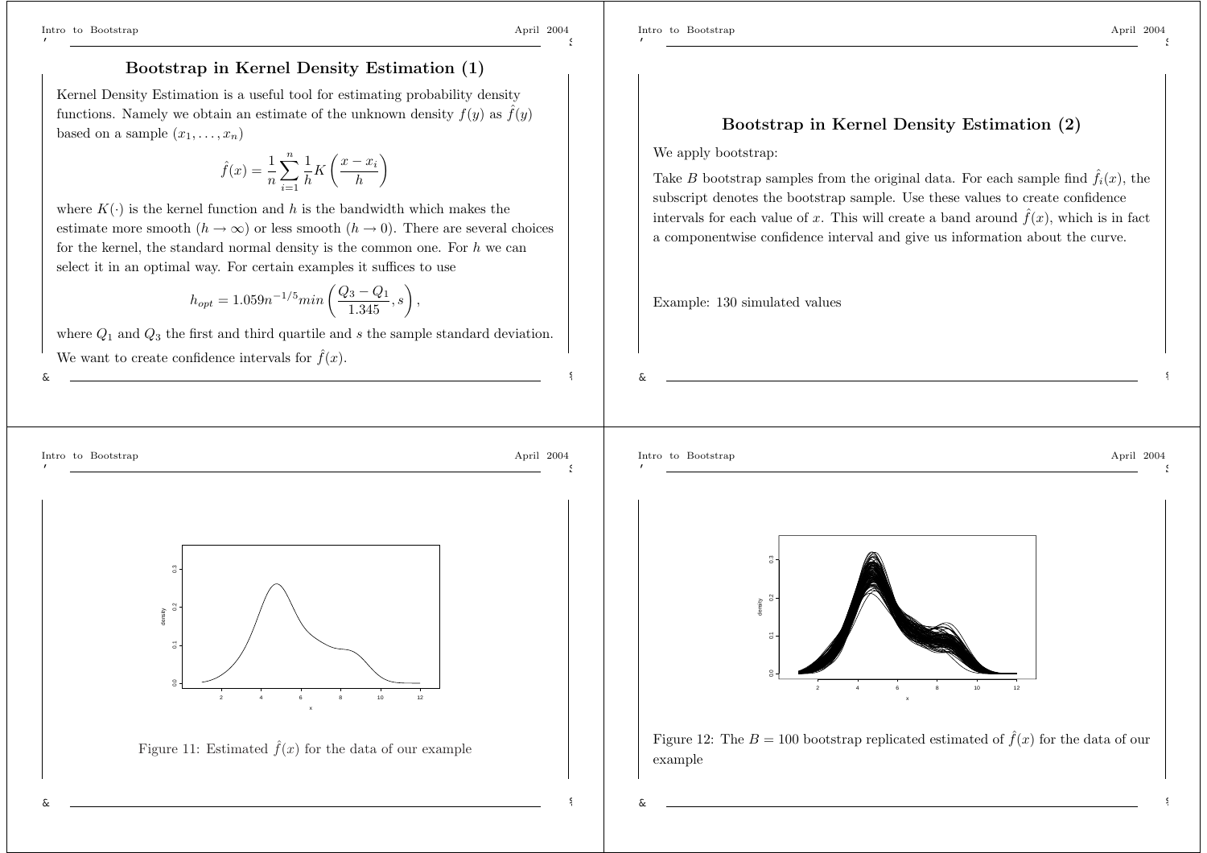## Bootstrap in Kernel Density Estimation (1)

Kernel Density Estimation is a useful tool for estimating probability density functions. Namely we obtain an estimate of the unknown density $f(y)$ as $\hat{f}(y)$ based on a sample $(x_1, \ldots, x_n)$

$$\hat{f}(x) = \frac{1}{n} \sum_{i=1}^{n} \frac{1}{h} K\left(\frac{x - x_i}{h}\right)$$

where $K(\cdot)$ is the kernel function and $h$ is the bandwidth which makes the estimate more smooth ($h \to \infty$) or less smooth ($h \to 0$). There are several choices for the kernel, the standard normal density is the common one. For $h$ we can select it in an optimal way. For certain examples it suffices to use

$$h_{opt} = 1.059 n^{-1/5} min\left(\frac{Q_3 - Q_1}{1.345}, s\right),$$

where $Q_1$ and $Q_3$ the first and third quartile and $s$ the sample standard deviation. We want to create confidence intervals for $\hat{f}(x)$.

## Bootstrap in Kernel Density Estimation (2)

We apply bootstrap:

Take $B$ bootstrap samples from the original data. For each sample find $\hat{f}_i(x)$, the subscript denotes the bootstrap sample. Use these values to create confidence intervals for each value of $x$. This will create a band around $\hat{f}(x)$, which is in fact a componentwise confidence interval and give us information about the curve.

Example: 130 simulated values

Figure 11: Estimated $\hat{f}(x)$ for the data of our example

Figure 12: The $B = 100$ bootstrap replicated estimated of $\hat{f}(x)$ for the data of our example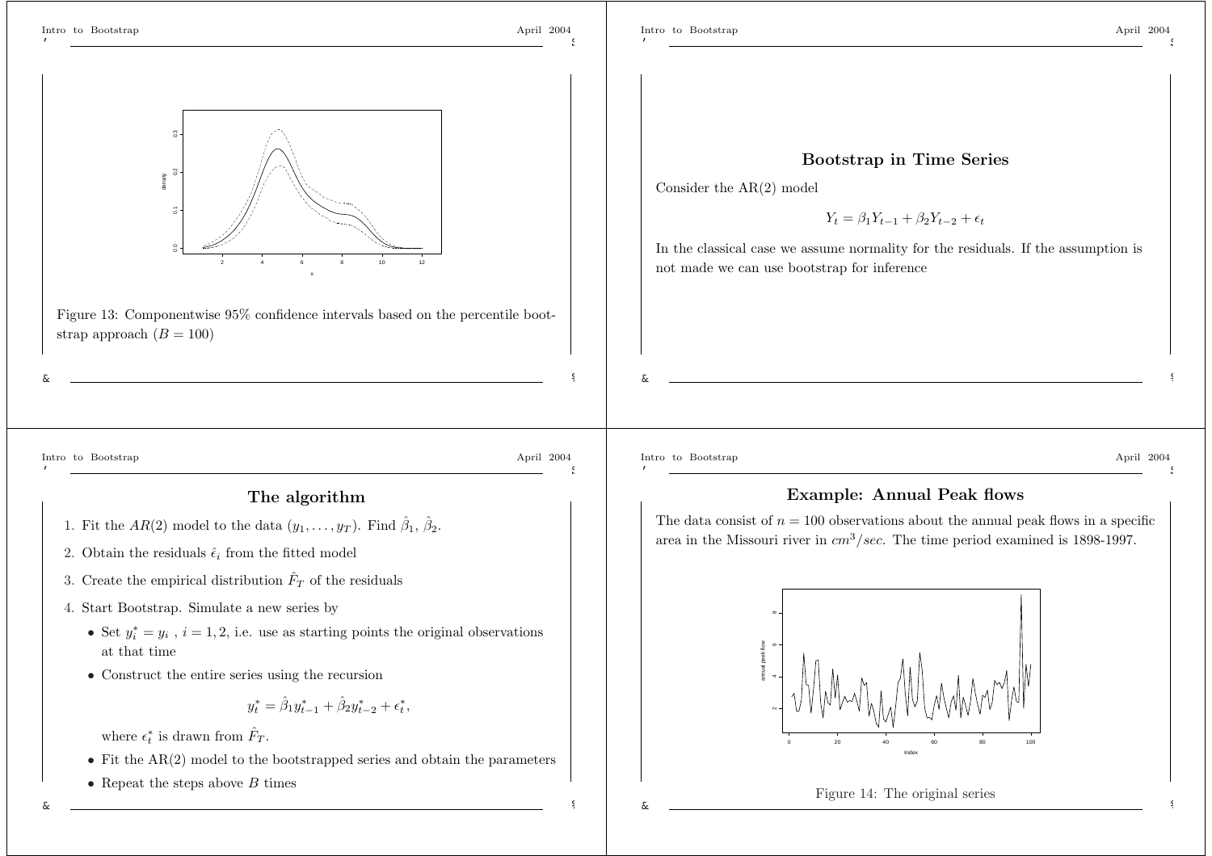Figure 13: Componentwise 95% confidence intervals based on the percentile bootstrap approach ($B = 100$)

## Bootstrap in Time Series

Consider the AR(2) model

$$Y_t = \beta_1 Y_{t-1} + \beta_2 Y_{t-2} + \epsilon_t$$

In the classical case we assume normality for the residuals. If the assumption is not made we can use bootstrap for inference

## The algorithm

1. Fit the $AR(2)$ model to the data $(y_1, \ldots, y_T)$. Find $\hat{\beta}_1$, $\hat{\beta}_2$.
2. Obtain the residuals $\hat{\epsilon}_i$ from the fitted model
3. Create the empirical distribution $\hat{F}_T$ of the residuals
4. Start Bootstrap. Simulate a new series by
   - Set $y_i^* = y_i$ , $i = 1, 2$, i.e. use as starting points the original observations at that time
   - Construct the entire series using the recursion

     $$y_t^* = \hat{\beta}_1 y_{t-1}^* + \hat{\beta}_2 y_{t-2}^* + \epsilon_t^*,$$

     where $\epsilon_t^*$ is drawn from $\hat{F}_T$.
   - Fit the AR(2) model to the bootstrapped series and obtain the parameters
   - Repeat the steps above $B$ times

## Example: Annual Peak flows

The data consist of $n = 100$ observations about the annual peak flows in a specific area in the Missouri river in $cm^3/sec$. The time period examined is 1898-1997.

Figure 14: The original series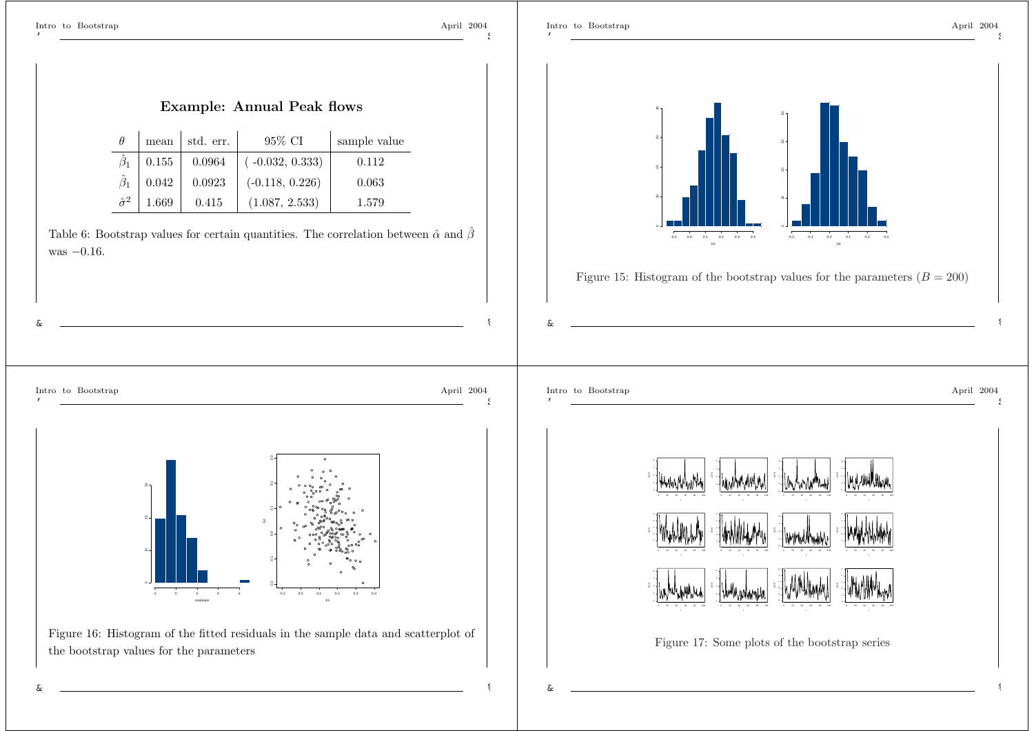### Example: Annual Peak flows

| $\theta$ | mean | std. err. | 95% CI | sample value |
|---|---|---|---|---|
| $\hat{\beta}_1$ | 0.155 | 0.0964 | ( -0.032, 0.333) | 0.112 |
| $\hat{\beta}_1$ | 0.042 | 0.0923 | (-0.118, 0.226) | 0.063 |
| $\hat{\sigma}^2$ | 1.669 | 0.415 | (1.087, 2.533) | 1.579 |

Table 6: Bootstrap values for certain quantities. The correlation between $\hat{\alpha}$ and $\hat{\beta}$ was $-0.16$.

Figure 15: Histogram of the bootstrap values for the parameters ($B = 200$)

Figure 16: Histogram of the fitted residuals in the sample data and scatterplot of the bootstrap values for the parameters

Figure 17: Some plots of the bootstrap series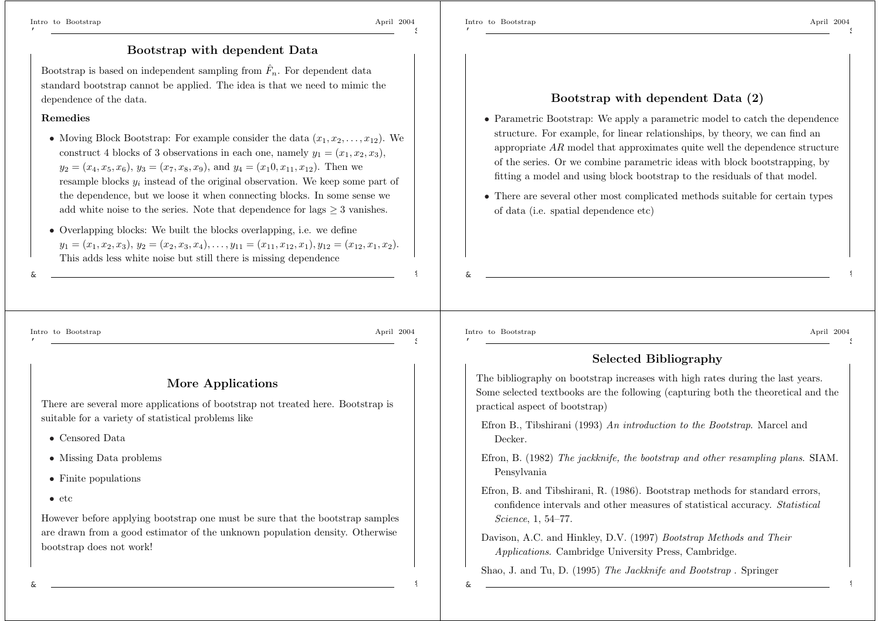## Bootstrap with dependent Data

Bootstrap is based on independent sampling from $\hat{F}_n$. For dependent data standard bootstrap cannot be applied. The idea is that we need to mimic the dependence of the data.

**Remedies**

- Moving Block Bootstrap: For example consider the data $(x_1, x_2, \ldots, x_{12})$. We construct 4 blocks of 3 observations in each one, namely $y_1 = (x_1, x_2, x_3)$, $y_2 = (x_4, x_5, x_6)$, $y_3 = (x_7, x_8, x_9)$, and $y_4 = (x_10, x_{11}, x_{12})$. Then we resample blocks $y_i$ instead of the original observation. We keep some part of the dependence, but we loose it when connecting blocks. In some sense we add white noise to the series. Note that dependence for lags $\geq 3$ vanishes.
- Overlapping blocks: We built the blocks overlapping, i.e. we define $y_1 = (x_1, x_2, x_3)$, $y_2 = (x_2, x_3, x_4), \ldots, y_{11} = (x_{11}, x_{12}, x_1), y_{12} = (x_{12}, x_1, x_2)$. This adds less white noise but still there is missing dependence

## Bootstrap with dependent Data (2)

- Parametric Bootstrap: We apply a parametric model to catch the dependence structure. For example, for linear relationships, by theory, we can find an appropriate $AR$ model that approximates quite well the dependence structure of the series. Or we combine parametric ideas with block bootstrapping, by fitting a model and using block bootstrap to the residuals of that model.
- There are several other most complicated methods suitable for certain types of data (i.e. spatial dependence etc)

## More Applications

There are several more applications of bootstrap not treated here. Bootstrap is suitable for a variety of statistical problems like

- Censored Data
- Missing Data problems
- Finite populations
- etc

However before applying bootstrap one must be sure that the bootstrap samples are drawn from a good estimator of the unknown population density. Otherwise bootstrap does not work!

## Selected Bibliography

The bibliography on bootstrap increases with high rates during the last years. Some selected textbooks are the following (capturing both the theoretical and the practical aspect of bootstrap)

Efron B., Tibshirani (1993) *An introduction to the Bootstrap*. Marcel and Decker.

Efron, B. (1982) *The jackknife, the bootstrap and other resampling plans*. SIAM. Pensylvania

Efron, B. and Tibshirani, R. (1986). Bootstrap methods for standard errors, confidence intervals and other measures of statistical accuracy. *Statistical Science*, 1, 54–77.

Davison, A.C. and Hinkley, D.V. (1997) *Bootstrap Methods and Their Applications*. Cambridge University Press, Cambridge.

Shao, J. and Tu, D. (1995) *The Jackknife and Bootstrap* . Springer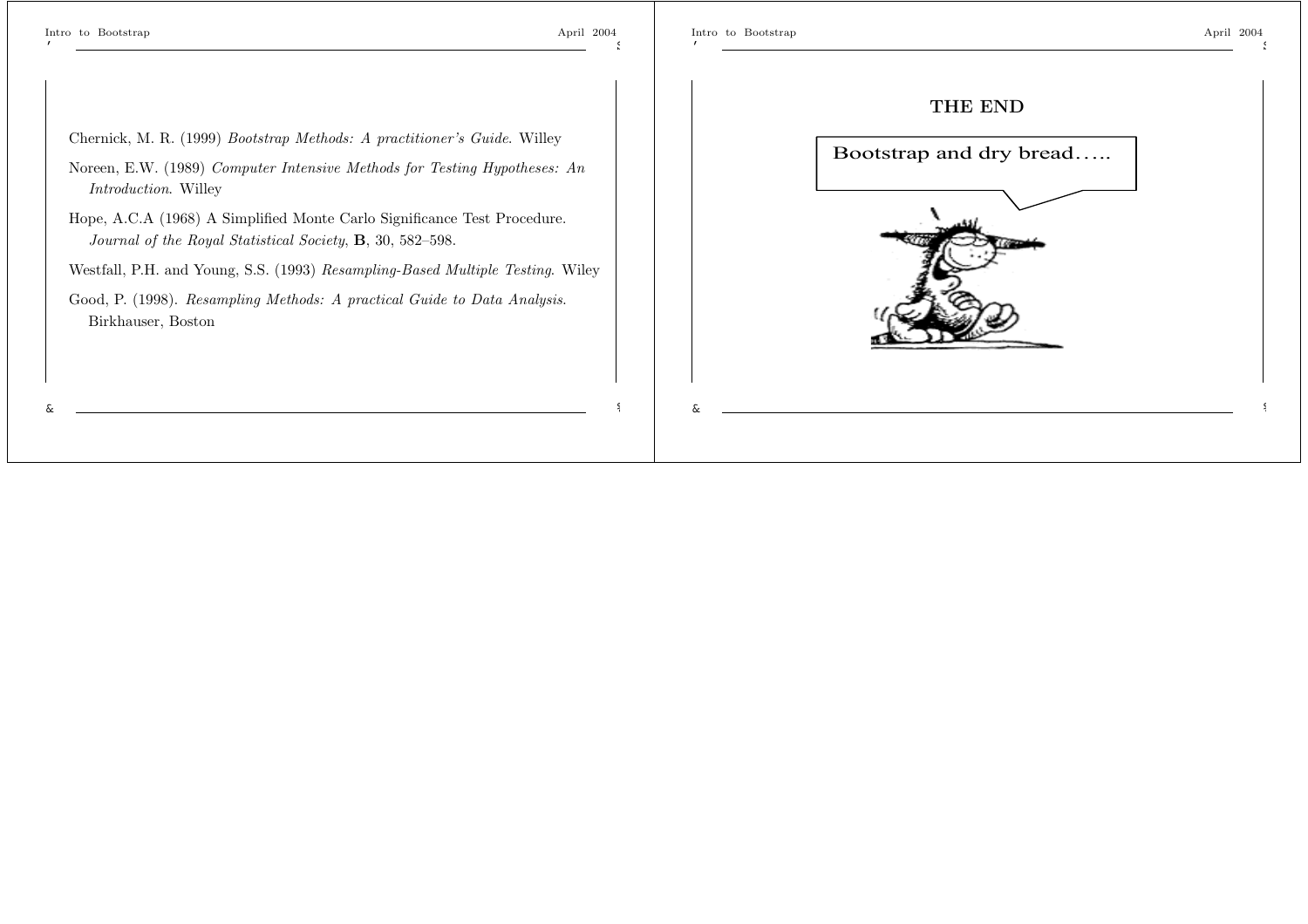Chernick, M. R. (1999) *Bootstrap Methods: A practitioner's Guide*. Willey

Noreen, E.W. (1989) *Computer Intensive Methods for Testing Hypotheses: An Introduction*. Willey

Hope, A.C.A (1968) A Simplified Monte Carlo Significance Test Procedure. *Journal of the Royal Statistical Society*, **B**, 30, 582–598.

Westfall, P.H. and Young, S.S. (1993) *Resampling-Based Multiple Testing*. Wiley

Good, P. (1998). *Resampling Methods: A practical Guide to Data Analysis.* Birkhauser, Boston

**THE END**